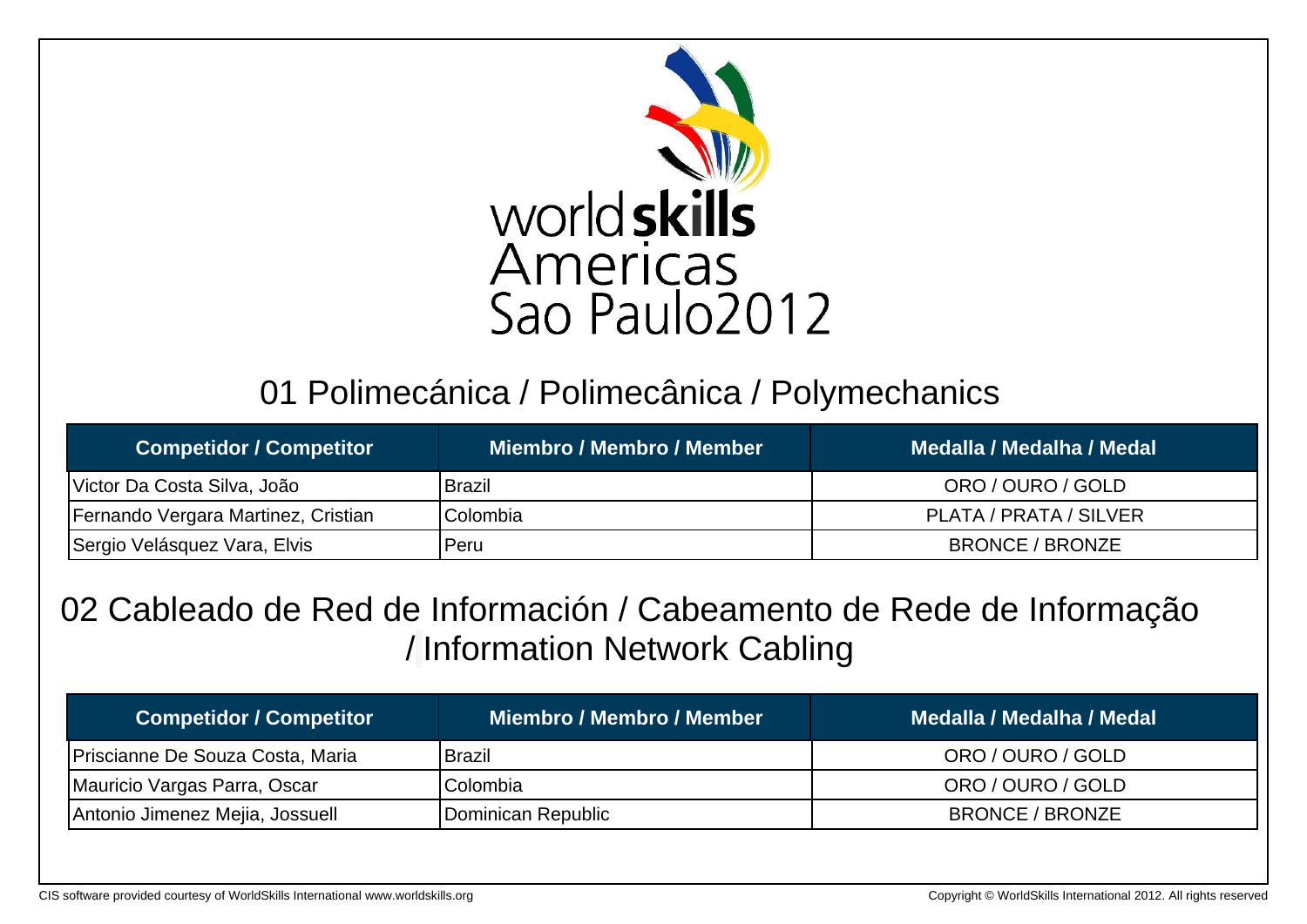worldskills Americas Sao Paulo2012

## 01 Polimecánica / Polimecânica / Polymechanics

| Competidor / Competitor | Miembro / Membro / Member | Medalla / Medalha / Medal |
|---|---|---|
| Victor Da Costa Silva, João | Brazil | ORO / OURO / GOLD |
| Fernando Vergara Martinez, Cristian | Colombia | PLATA / PRATA / SILVER |
| Sergio Velásquez Vara, Elvis | Peru | BRONCE / BRONZE |

## 02 Cableado de Red de Información / Cabeamento de Rede de Informação / Information Network Cabling

| Competidor / Competitor | Miembro / Membro / Member | Medalla / Medalha / Medal |
|---|---|---|
| Priscianne De Souza Costa, Maria | Brazil | ORO / OURO / GOLD |
| Mauricio Vargas Parra, Oscar | Colombia | ORO / OURO / GOLD |
| Antonio Jimenez Mejia, Jossuell | Dominican Republic | BRONCE / BRONZE |

CIS software provided courtesy of WorldSkills International www.worldskills.org

Copyright © WorldSkills International 2012. All rights reserved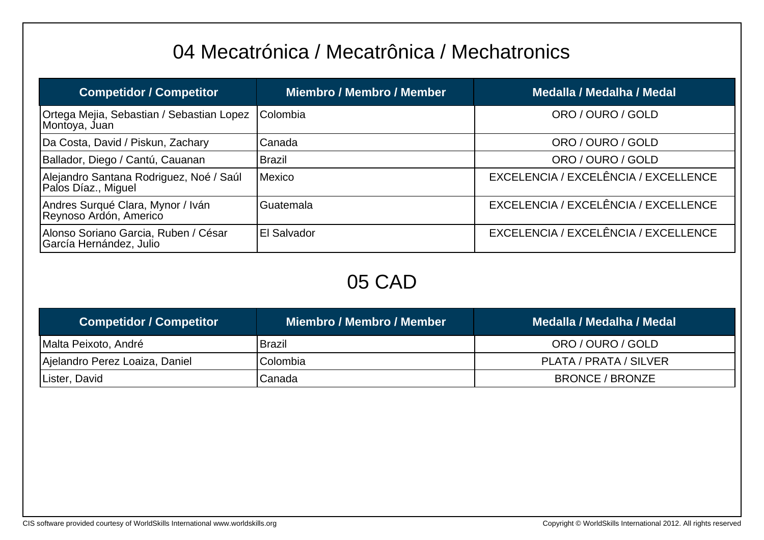## 04 Mecatrónica / Mecatrônica / Mechatronics

| Competidor / Competitor | Miembro / Membro / Member | Medalla / Medalha / Medal |
|---|---|---|
| Ortega Mejia, Sebastian / Sebastian Lopez Montoya, Juan | Colombia | ORO / OURO / GOLD |
| Da Costa, David / Piskun, Zachary | Canada | ORO / OURO / GOLD |
| Ballador, Diego / Cantú, Cauanan | Brazil | ORO / OURO / GOLD |
| Alejandro Santana Rodriguez, Noé / Saúl Palos Díaz., Miguel | Mexico | EXCELENCIA / EXCELÊNCIA / EXCELLENCE |
| Andres Surqué Clara, Mynor / Iván Reynoso Ardón, Americo | Guatemala | EXCELENCIA / EXCELÊNCIA / EXCELLENCE |
| Alonso Soriano Garcia, Ruben / César García Hernández, Julio | El Salvador | EXCELENCIA / EXCELÊNCIA / EXCELLENCE |

## 05 CAD

| Competidor / Competitor | Miembro / Membro / Member | Medalla / Medalha / Medal |
|---|---|---|
| Malta Peixoto, André | Brazil | ORO / OURO / GOLD |
| Ajelandro Perez Loaiza, Daniel | Colombia | PLATA / PRATA / SILVER |
| Lister, David | Canada | BRONCE / BRONZE |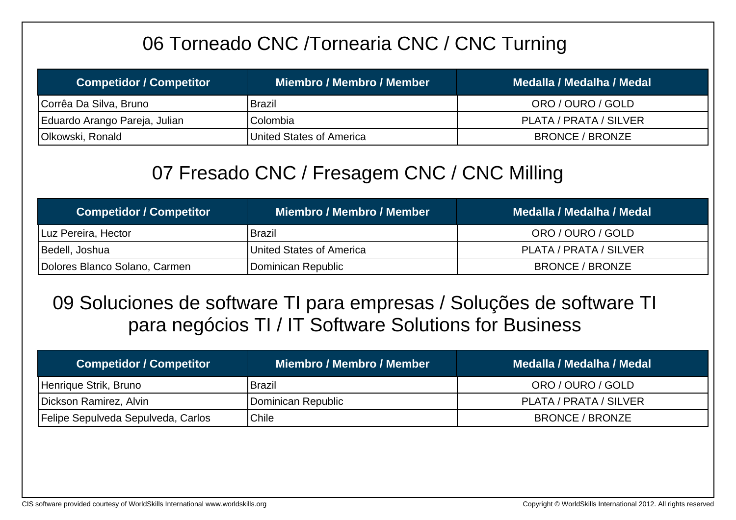## 06 Torneado CNC /Tornearia CNC / CNC Turning

| Competidor / Competitor | Miembro / Membro / Member | Medalla / Medalha / Medal |
|---|---|---|
| Corrêa Da Silva, Bruno | Brazil | ORO / OURO / GOLD |
| Eduardo Arango Pareja, Julian | Colombia | PLATA / PRATA / SILVER |
| Olkowski, Ronald | United States of America | BRONCE / BRONZE |

## 07 Fresado CNC / Fresagem CNC / CNC Milling

| Competidor / Competitor | Miembro / Membro / Member | Medalla / Medalha / Medal |
|---|---|---|
| Luz Pereira, Hector | Brazil | ORO / OURO / GOLD |
| Bedell, Joshua | United States of America | PLATA / PRATA / SILVER |
| Dolores Blanco Solano, Carmen | Dominican Republic | BRONCE / BRONZE |

## 09 Soluciones de software TI para empresas / Soluções de software TI para negócios TI / IT Software Solutions for Business

| Competidor / Competitor | Miembro / Membro / Member | Medalla / Medalha / Medal |
|---|---|---|
| Henrique Strik, Bruno | Brazil | ORO / OURO / GOLD |
| Dickson Ramirez, Alvin | Dominican Republic | PLATA / PRATA / SILVER |
| Felipe Sepulveda Sepulveda, Carlos | Chile | BRONCE / BRONZE |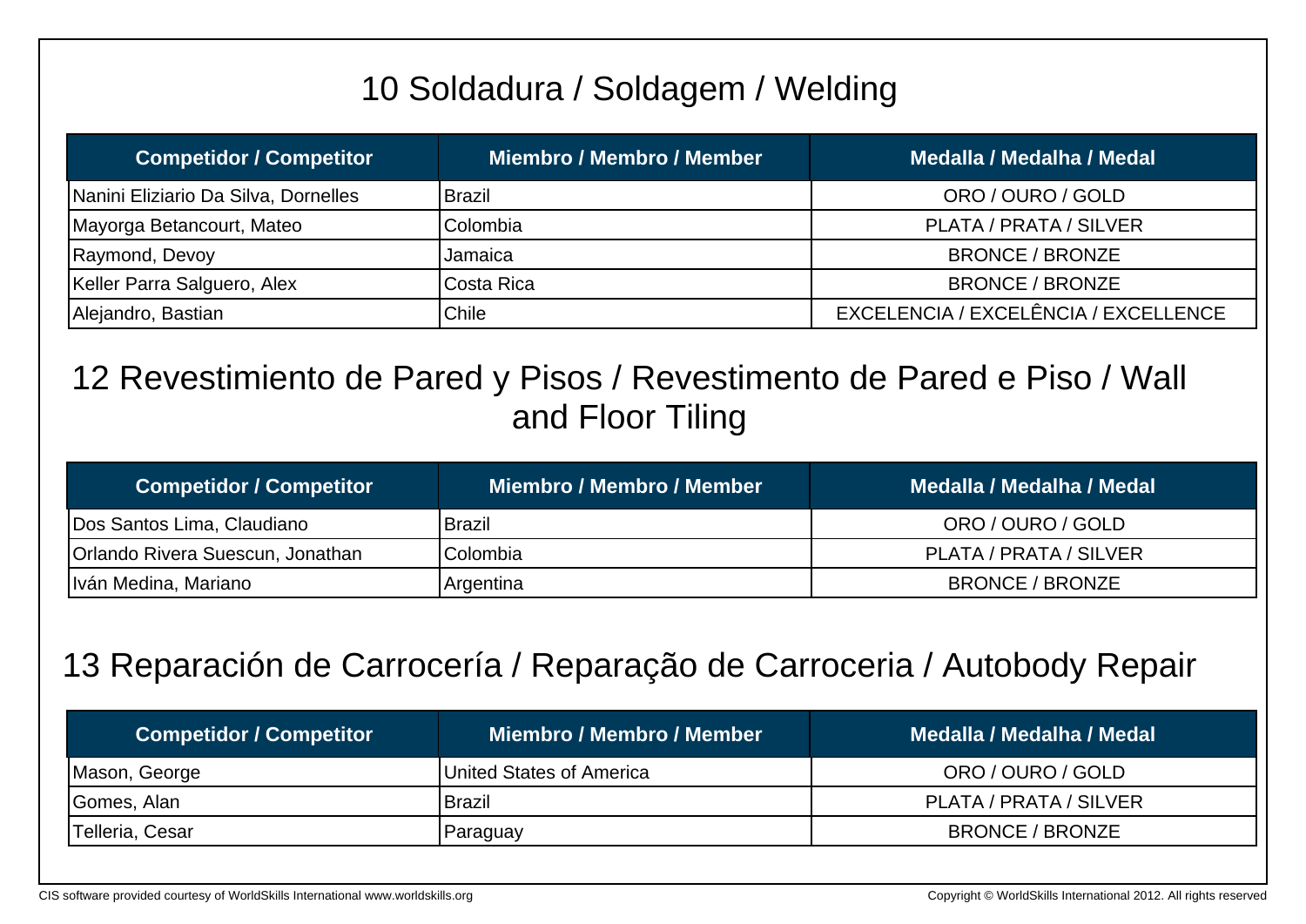## 10 Soldadura / Soldagem / Welding

| Competidor / Competitor | Miembro / Membro / Member | Medalla / Medalha / Medal |
|---|---|---|
| Nanini Eliziario Da Silva, Dornelles | Brazil | ORO / OURO / GOLD |
| Mayorga Betancourt, Mateo | Colombia | PLATA / PRATA / SILVER |
| Raymond, Devoy | Jamaica | BRONCE / BRONZE |
| Keller Parra Salguero, Alex | Costa Rica | BRONCE / BRONZE |
| Alejandro, Bastian | Chile | EXCELENCIA / EXCELÊNCIA / EXCELLENCE |

## 12 Revestimiento de Pared y Pisos / Revestimento de Pared e Piso / Wall and Floor Tiling

| Competidor / Competitor | Miembro / Membro / Member | Medalla / Medalha / Medal |
|---|---|---|
| Dos Santos Lima, Claudiano | Brazil | ORO / OURO / GOLD |
| Orlando Rivera Suescun, Jonathan | Colombia | PLATA / PRATA / SILVER |
| Iván Medina, Mariano | Argentina | BRONCE / BRONZE |

## 13 Reparación de Carrocería / Reparação de Carroceria / Autobody Repair

| Competidor / Competitor | Miembro / Membro / Member | Medalla / Medalha / Medal |
|---|---|---|
| Mason, George | United States of America | ORO / OURO / GOLD |
| Gomes, Alan | Brazil | PLATA / PRATA / SILVER |
| Telleria, Cesar | Paraguay | BRONCE / BRONZE |

CIS software provided courtesy of WorldSkills International www.worldskills.org

Copyright © WorldSkills International 2012. All rights reserved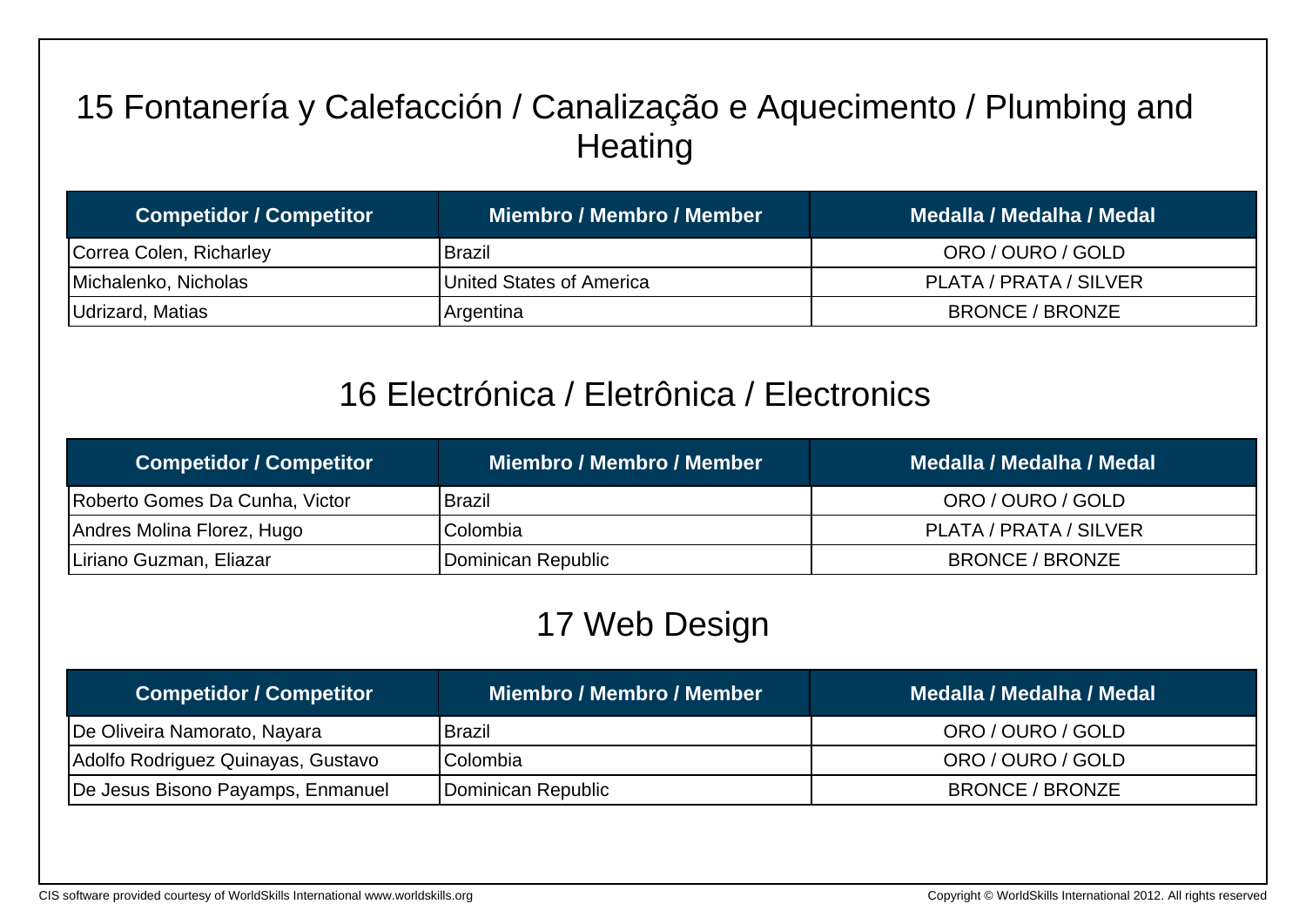## 15 Fontanería y Calefacción / Canalização e Aquecimento / Plumbing and Heating

| Competidor / Competitor | Miembro / Membro / Member | Medalla / Medalha / Medal |
|---|---|---|
| Correa Colen, Richarley | Brazil | ORO / OURO / GOLD |
| Michalenko, Nicholas | United States of America | PLATA / PRATA / SILVER |
| Udrizard, Matias | Argentina | BRONCE / BRONZE |

## 16 Electrónica / Eletrônica / Electronics

| Competidor / Competitor | Miembro / Membro / Member | Medalla / Medalha / Medal |
|---|---|---|
| Roberto Gomes Da Cunha, Victor | Brazil | ORO / OURO / GOLD |
| Andres Molina Florez, Hugo | Colombia | PLATA / PRATA / SILVER |
| Liriano Guzman, Eliazar | Dominican Republic | BRONCE / BRONZE |

## 17 Web Design

| Competidor / Competitor | Miembro / Membro / Member | Medalla / Medalha / Medal |
|---|---|---|
| De Oliveira Namorato, Nayara | Brazil | ORO / OURO / GOLD |
| Adolfo Rodriguez Quinayas, Gustavo | Colombia | ORO / OURO / GOLD |
| De Jesus Bisono Payamps, Enmanuel | Dominican Republic | BRONCE / BRONZE |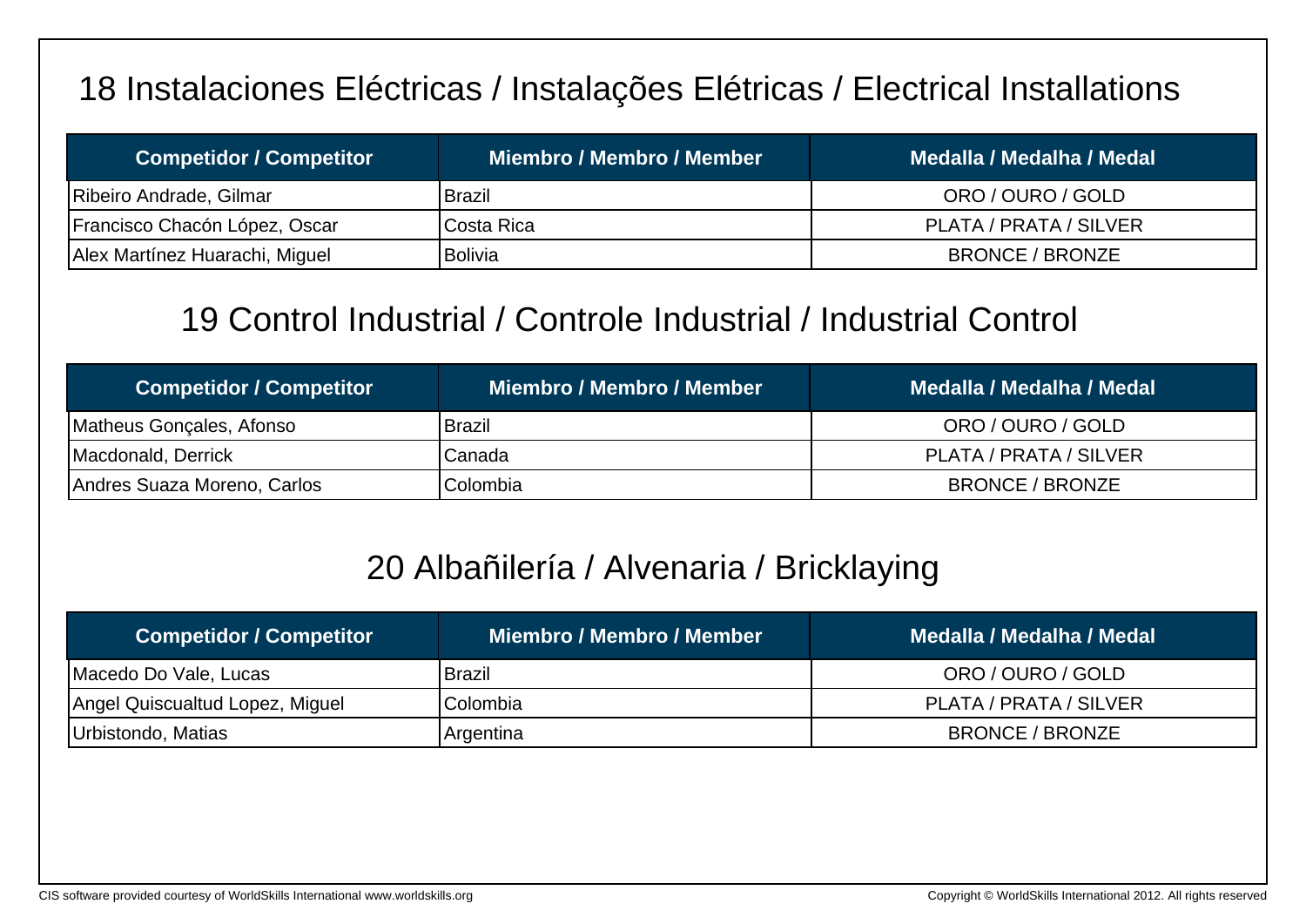## 18 Instalaciones Eléctricas / Instalações Elétricas / Electrical Installations

| Competidor / Competitor | Miembro / Membro / Member | Medalla / Medalha / Medal |
|---|---|---|
| Ribeiro Andrade, Gilmar | Brazil | ORO / OURO / GOLD |
| Francisco Chacón López, Oscar | Costa Rica | PLATA / PRATA / SILVER |
| Alex Martínez Huarachi, Miguel | Bolivia | BRONCE / BRONZE |

## 19 Control Industrial / Controle Industrial / Industrial Control

| Competidor / Competitor | Miembro / Membro / Member | Medalla / Medalha / Medal |
|---|---|---|
| Matheus Gonçales, Afonso | Brazil | ORO / OURO / GOLD |
| Macdonald, Derrick | Canada | PLATA / PRATA / SILVER |
| Andres Suaza Moreno, Carlos | Colombia | BRONCE / BRONZE |

## 20 Albañilería / Alvenaria / Bricklaying

| Competidor / Competitor | Miembro / Membro / Member | Medalla / Medalha / Medal |
|---|---|---|
| Macedo Do Vale, Lucas | Brazil | ORO / OURO / GOLD |
| Angel Quiscualtud Lopez, Miguel | Colombia | PLATA / PRATA / SILVER |
| Urbistondo, Matias | Argentina | BRONCE / BRONZE |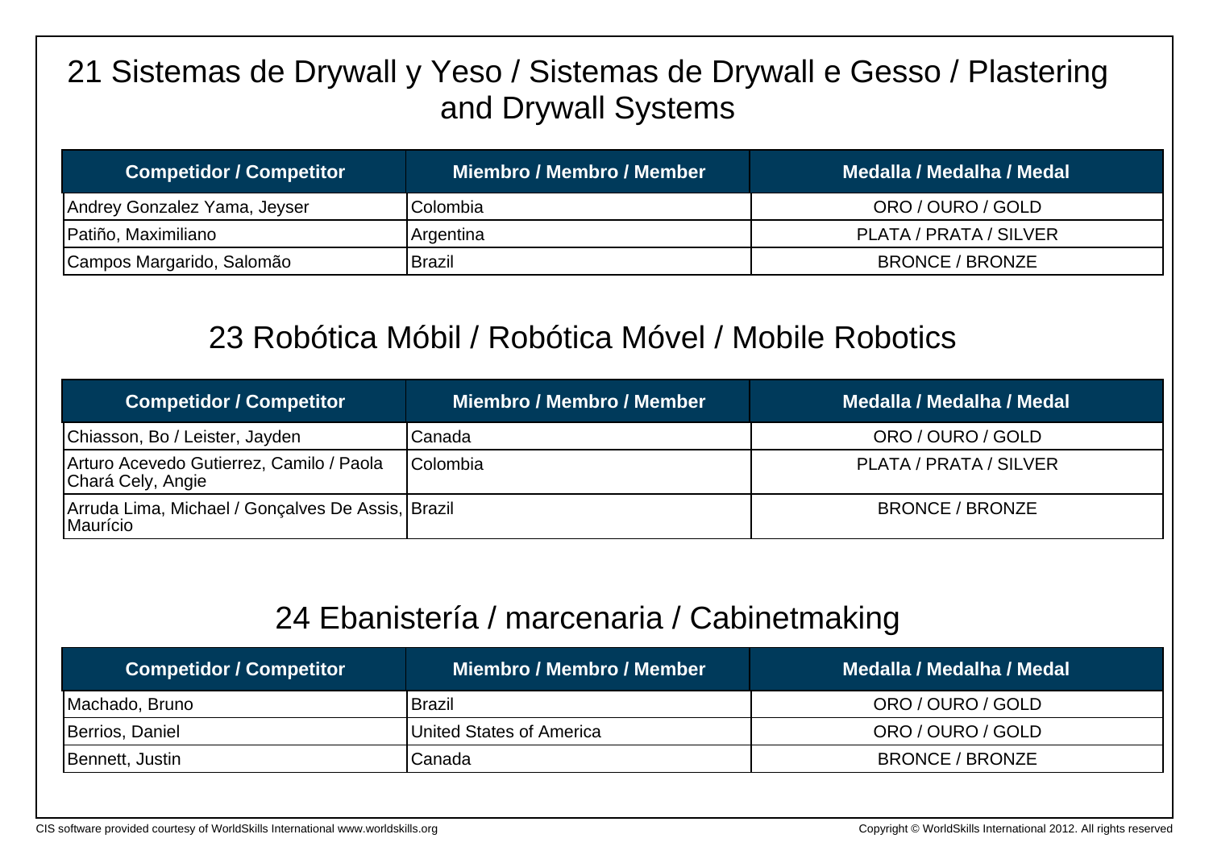## 21 Sistemas de Drywall y Yeso / Sistemas de Drywall e Gesso / Plastering and Drywall Systems

| Competidor / Competitor | Miembro / Membro / Member | Medalla / Medalha / Medal |
|---|---|---|
| Andrey Gonzalez Yama, Jeyser | Colombia | ORO / OURO / GOLD |
| Patiño, Maximiliano | Argentina | PLATA / PRATA / SILVER |
| Campos Margarido, Salomão | Brazil | BRONCE / BRONZE |

## 23 Robótica Móbil / Robótica Móvel / Mobile Robotics

| Competidor / Competitor | Miembro / Membro / Member | Medalla / Medalha / Medal |
|---|---|---|
| Chiasson, Bo / Leister, Jayden | Canada | ORO / OURO / GOLD |
| Arturo Acevedo Gutierrez, Camilo / Paola Chará Cely, Angie | Colombia | PLATA / PRATA / SILVER |
| Arruda Lima, Michael / Gonçalves De Assis, Maurício | Brazil | BRONCE / BRONZE |

## 24 Ebanistería / marcenaria / Cabinetmaking

| Competidor / Competitor | Miembro / Membro / Member | Medalla / Medalha / Medal |
|---|---|---|
| Machado, Bruno | Brazil | ORO / OURO / GOLD |
| Berrios, Daniel | United States of America | ORO / OURO / GOLD |
| Bennett, Justin | Canada | BRONCE / BRONZE |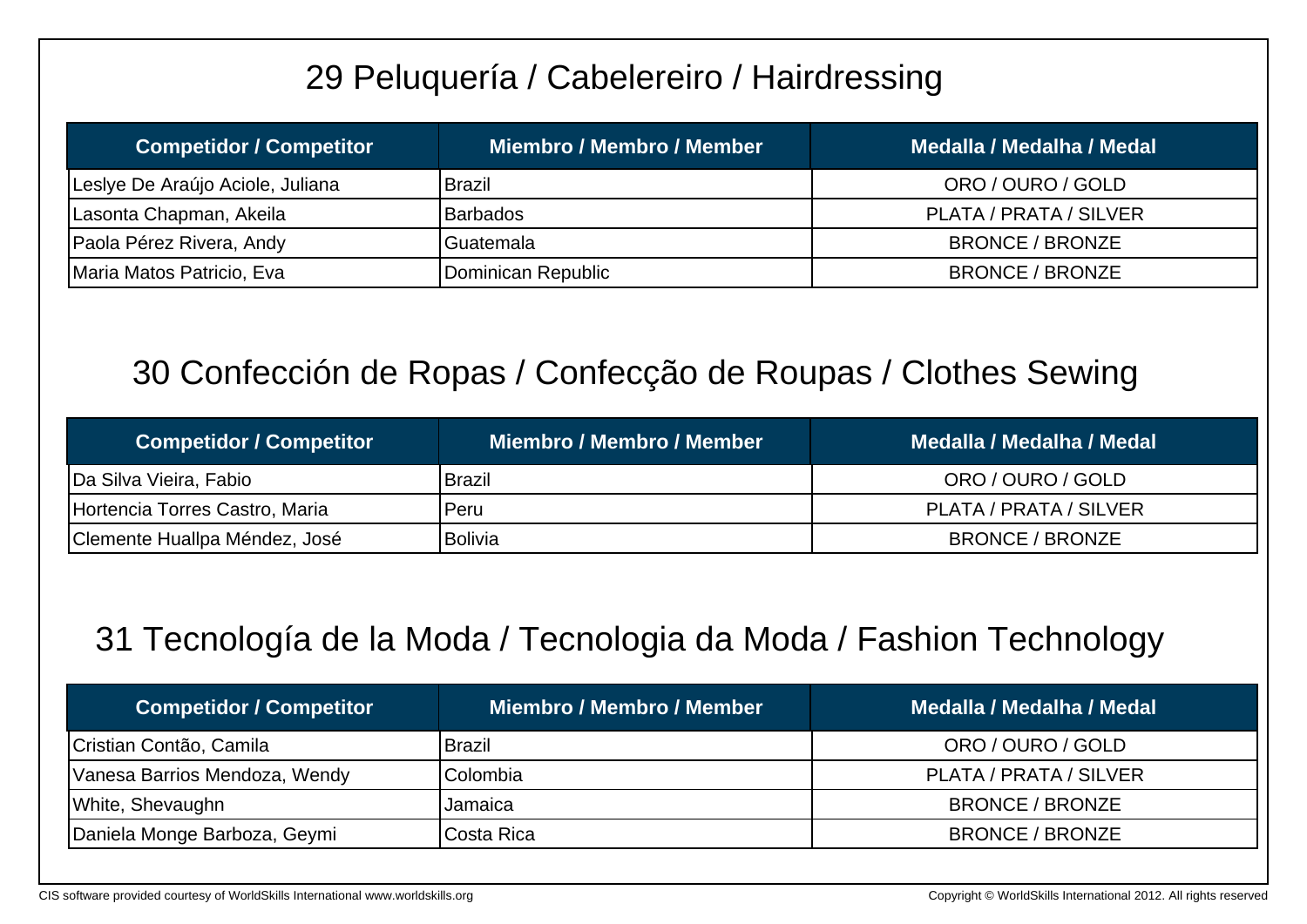## 29 Peluquería / Cabelereiro / Hairdressing

| Competidor / Competitor | Miembro / Membro / Member | Medalla / Medalha / Medal |
| --- | --- | --- |
| Leslye De Araújo Aciole, Juliana | Brazil | ORO / OURO / GOLD |
| Lasonta Chapman, Akeila | Barbados | PLATA / PRATA / SILVER |
| Paola Pérez Rivera, Andy | Guatemala | BRONCE / BRONZE |
| Maria Matos Patricio, Eva | Dominican Republic | BRONCE / BRONZE |

## 30 Confección de Ropas / Confecção de Roupas / Clothes Sewing

| Competidor / Competitor | Miembro / Membro / Member | Medalla / Medalha / Medal |
| --- | --- | --- |
| Da Silva Vieira, Fabio | Brazil | ORO / OURO / GOLD |
| Hortencia Torres Castro, Maria | Peru | PLATA / PRATA / SILVER |
| Clemente Huallpa Méndez, José | Bolivia | BRONCE / BRONZE |

## 31 Tecnología de la Moda / Tecnologia da Moda / Fashion Technology

| Competidor / Competitor | Miembro / Membro / Member | Medalla / Medalha / Medal |
| --- | --- | --- |
| Cristian Contão, Camila | Brazil | ORO / OURO / GOLD |
| Vanesa Barrios Mendoza, Wendy | Colombia | PLATA / PRATA / SILVER |
| White, Shevaughn | Jamaica | BRONCE / BRONZE |
| Daniela Monge Barboza, Geymi | Costa Rica | BRONCE / BRONZE |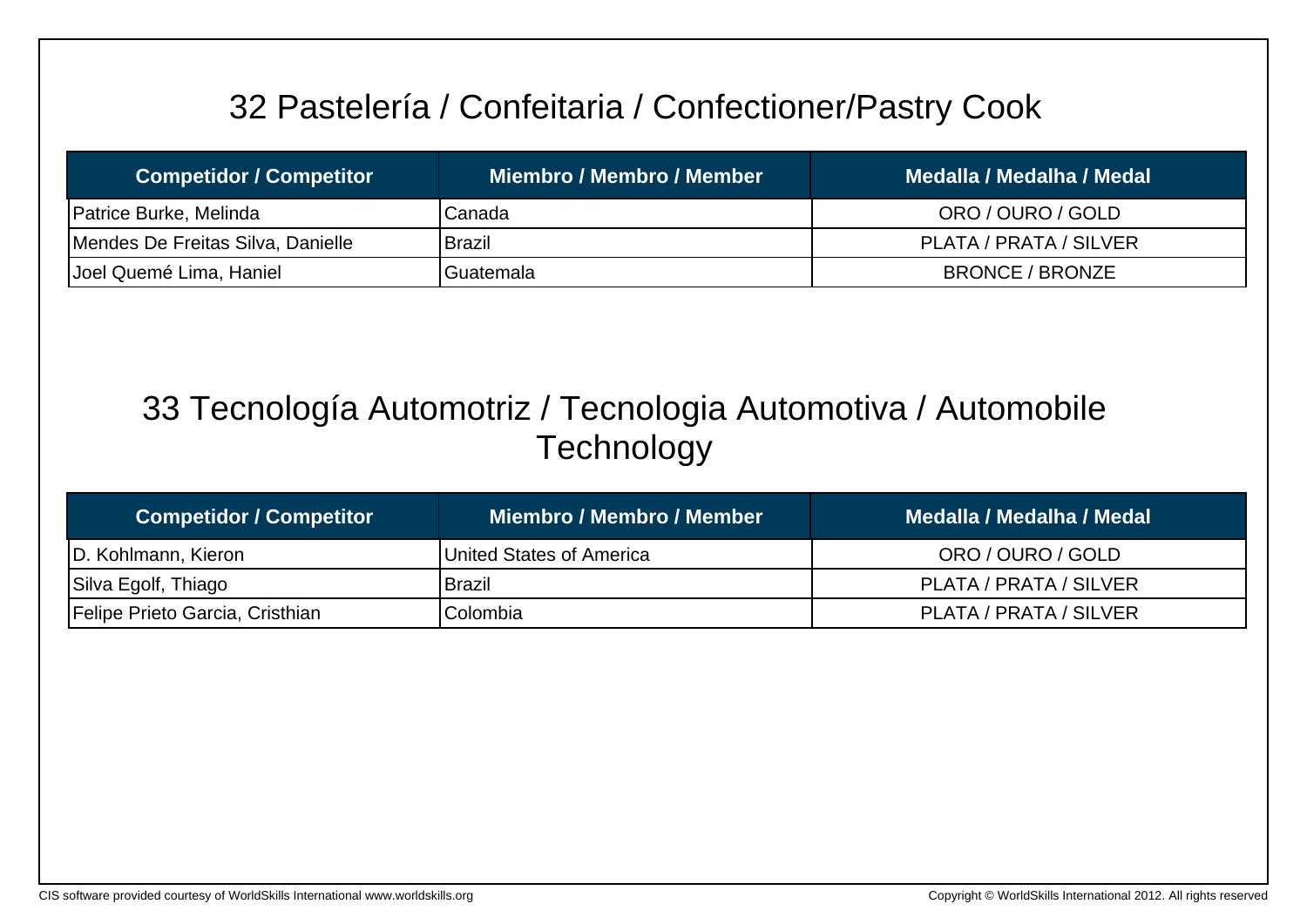## 32 Pastelería / Confeitaria / Confectioner/Pastry Cook

| Competidor / Competitor | Miembro / Membro / Member | Medalla / Medalha / Medal |
|---|---|---|
| Patrice Burke, Melinda | Canada | ORO / OURO / GOLD |
| Mendes De Freitas Silva, Danielle | Brazil | PLATA / PRATA / SILVER |
| Joel Quemé Lima, Haniel | Guatemala | BRONCE / BRONZE |

## 33 Tecnología Automotriz / Tecnologia Automotiva / Automobile Technology

| Competidor / Competitor | Miembro / Membro / Member | Medalla / Medalha / Medal |
|---|---|---|
| D. Kohlmann, Kieron | United States of America | ORO / OURO / GOLD |
| Silva Egolf, Thiago | Brazil | PLATA / PRATA / SILVER |
| Felipe Prieto Garcia, Cristhian | Colombia | PLATA / PRATA / SILVER |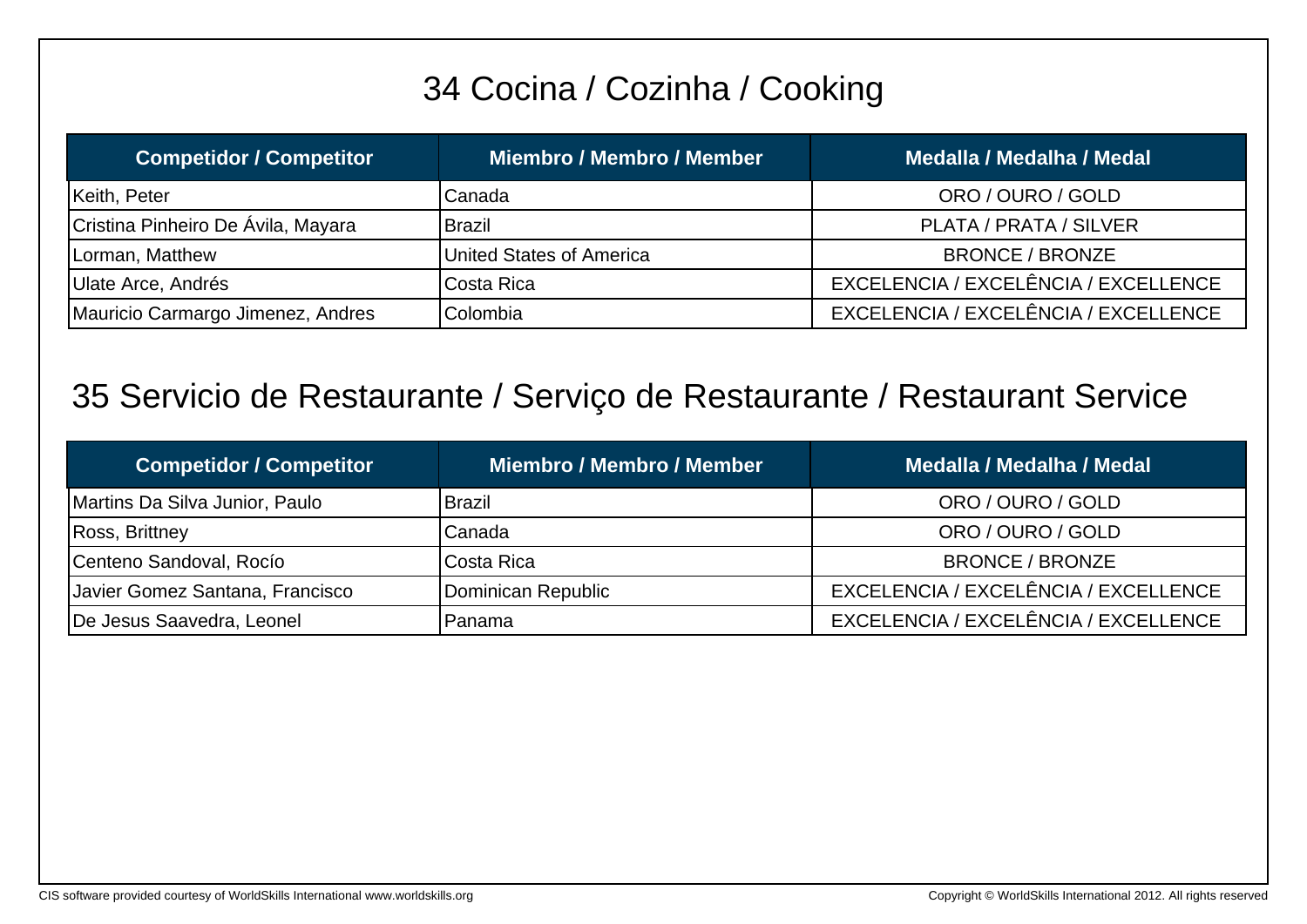# 34 Cocina / Cozinha / Cooking

| Competidor / Competitor | Miembro / Membro / Member | Medalla / Medalha / Medal |
|---|---|---|
| Keith, Peter | Canada | ORO / OURO / GOLD |
| Cristina Pinheiro De Ávila, Mayara | Brazil | PLATA / PRATA / SILVER |
| Lorman, Matthew | United States of America | BRONCE / BRONZE |
| Ulate Arce, Andrés | Costa Rica | EXCELENCIA / EXCELÊNCIA / EXCELLENCE |
| Mauricio Carmargo Jimenez, Andres | Colombia | EXCELENCIA / EXCELÊNCIA / EXCELLENCE |

# 35 Servicio de Restaurante / Serviço de Restaurante / Restaurant Service

| Competidor / Competitor | Miembro / Membro / Member | Medalla / Medalha / Medal |
|---|---|---|
| Martins Da Silva Junior, Paulo | Brazil | ORO / OURO / GOLD |
| Ross, Brittney | Canada | ORO / OURO / GOLD |
| Centeno Sandoval, Rocío | Costa Rica | BRONCE / BRONZE |
| Javier Gomez Santana, Francisco | Dominican Republic | EXCELENCIA / EXCELÊNCIA / EXCELLENCE |
| De Jesus Saavedra, Leonel | Panama | EXCELENCIA / EXCELÊNCIA / EXCELLENCE |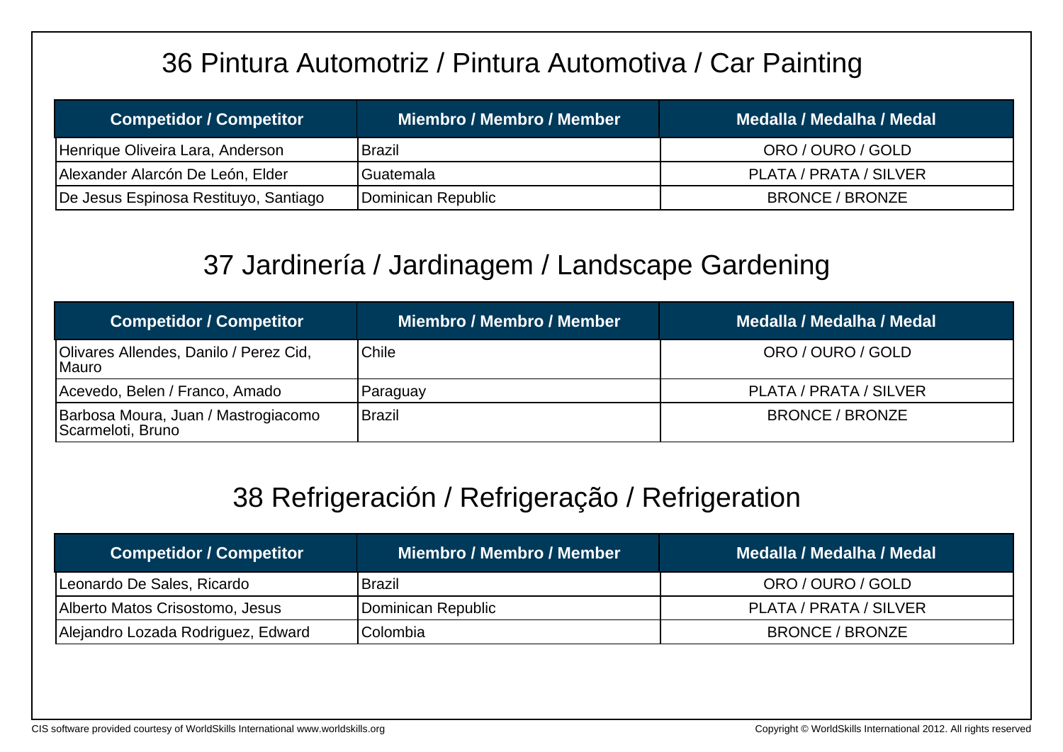## 36 Pintura Automotriz / Pintura Automotiva / Car Painting

| Competidor / Competitor | Miembro / Membro / Member | Medalla / Medalha / Medal |
| --- | --- | --- |
| Henrique Oliveira Lara, Anderson | Brazil | ORO / OURO / GOLD |
| Alexander Alarcón De León, Elder | Guatemala | PLATA / PRATA / SILVER |
| De Jesus Espinosa Restituyo, Santiago | Dominican Republic | BRONCE / BRONZE |

## 37 Jardinería / Jardinagem / Landscape Gardening

| Competidor / Competitor | Miembro / Membro / Member | Medalla / Medalha / Medal |
| --- | --- | --- |
| Olivares Allendes, Danilo / Perez Cid, Mauro | Chile | ORO / OURO / GOLD |
| Acevedo, Belen / Franco, Amado | Paraguay | PLATA / PRATA / SILVER |
| Barbosa Moura, Juan / Mastrogiacomo Scarmeloti, Bruno | Brazil | BRONCE / BRONZE |

## 38 Refrigeración / Refrigeração / Refrigeration

| Competidor / Competitor | Miembro / Membro / Member | Medalla / Medalha / Medal |
| --- | --- | --- |
| Leonardo De Sales, Ricardo | Brazil | ORO / OURO / GOLD |
| Alberto Matos Crisostomo, Jesus | Dominican Republic | PLATA / PRATA / SILVER |
| Alejandro Lozada Rodriguez, Edward | Colombia | BRONCE / BRONZE |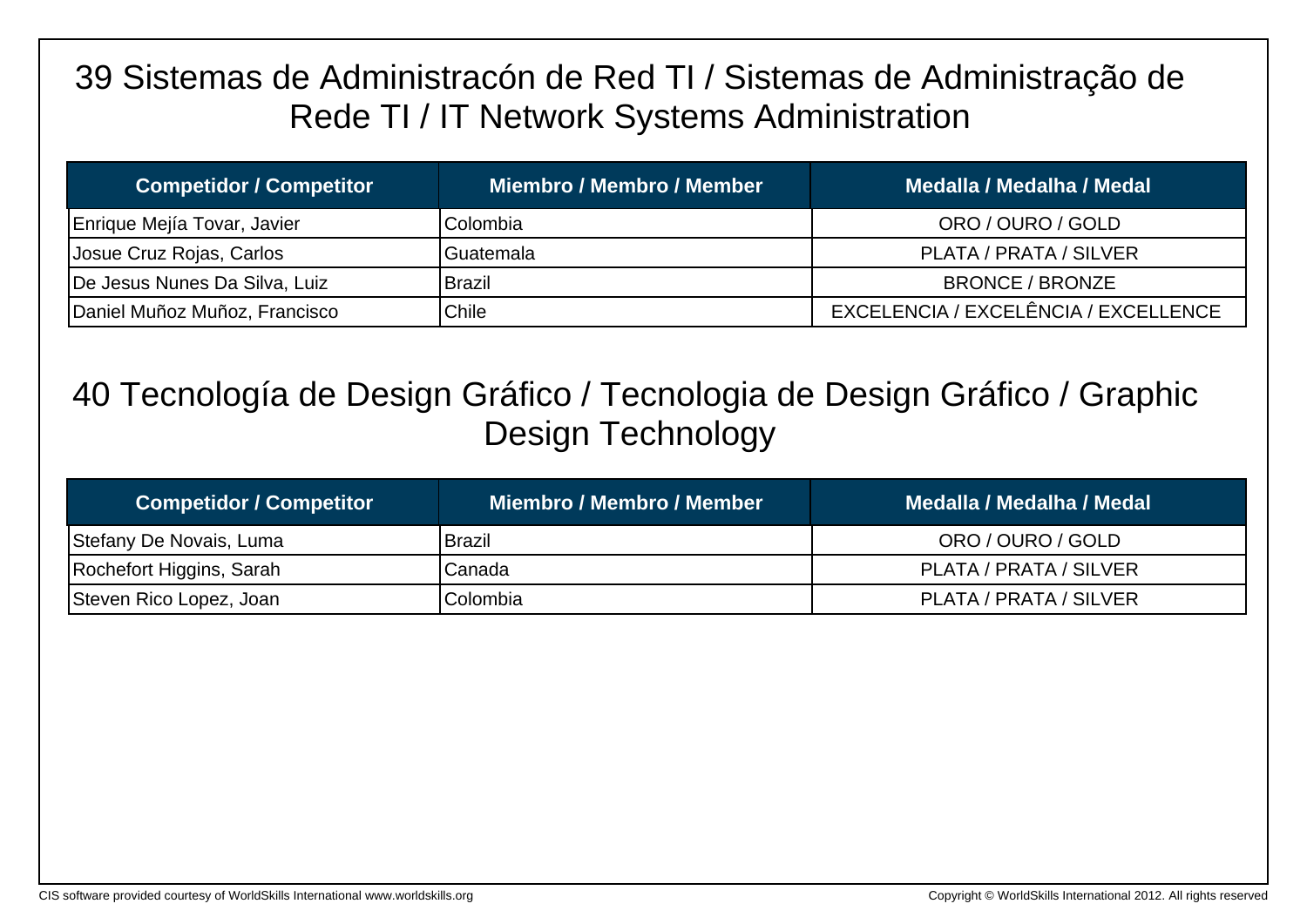## 39 Sistemas de Administracón de Red TI / Sistemas de Administração de Rede TI / IT Network Systems Administration

| Competidor / Competitor | Miembro / Membro / Member | Medalla / Medalha / Medal |
|---|---|---|
| Enrique Mejía Tovar, Javier | Colombia | ORO / OURO / GOLD |
| Josue Cruz Rojas, Carlos | Guatemala | PLATA / PRATA / SILVER |
| De Jesus Nunes Da Silva, Luiz | Brazil | BRONCE / BRONZE |
| Daniel Muñoz Muñoz, Francisco | Chile | EXCELENCIA / EXCELÊNCIA / EXCELLENCE |

## 40 Tecnología de Design Gráfico / Tecnologia de Design Gráfico / Graphic Design Technology

| Competidor / Competitor | Miembro / Membro / Member | Medalla / Medalha / Medal |
|---|---|---|
| Stefany De Novais, Luma | Brazil | ORO / OURO / GOLD |
| Rochefort Higgins, Sarah | Canada | PLATA / PRATA / SILVER |
| Steven Rico Lopez, Joan | Colombia | PLATA / PRATA / SILVER |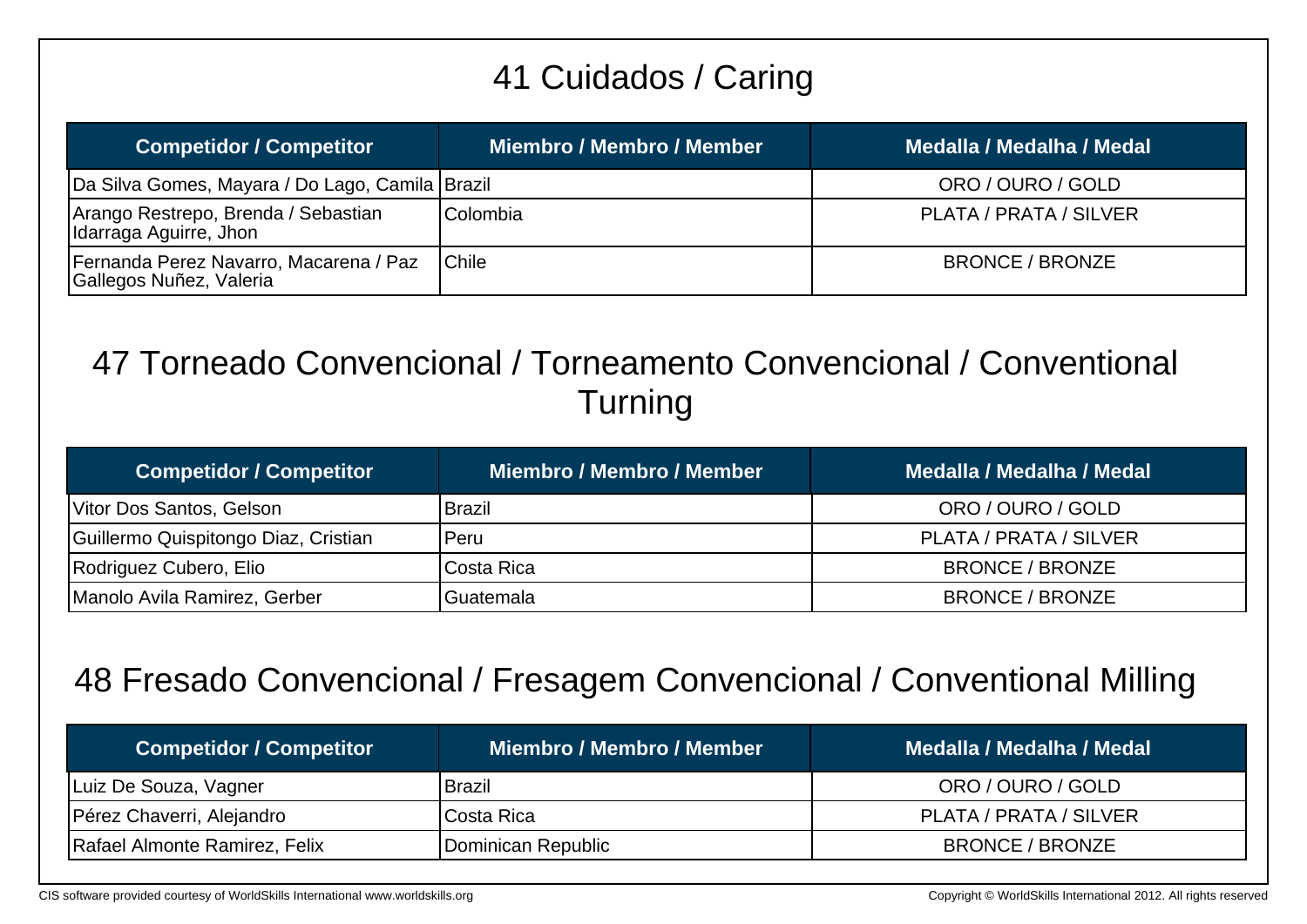## 41 Cuidados / Caring

| Competidor / Competitor | Miembro / Membro / Member | Medalla / Medalha / Medal |
|---|---|---|
| Da Silva Gomes, Mayara / Do Lago, Camila | Brazil | ORO / OURO / GOLD |
| Arango Restrepo, Brenda / Sebastian Idarraga Aguirre, Jhon | Colombia | PLATA / PRATA / SILVER |
| Fernanda Perez Navarro, Macarena / Paz Gallegos Nuñez, Valeria | Chile | BRONCE / BRONZE |

## 47 Torneado Convencional / Torneamento Convencional / Conventional Turning

| Competidor / Competitor | Miembro / Membro / Member | Medalla / Medalha / Medal |
|---|---|---|
| Vitor Dos Santos, Gelson | Brazil | ORO / OURO / GOLD |
| Guillermo Quispitongo Diaz, Cristian | Peru | PLATA / PRATA / SILVER |
| Rodriguez Cubero, Elio | Costa Rica | BRONCE / BRONZE |
| Manolo Avila Ramirez, Gerber | Guatemala | BRONCE / BRONZE |

## 48 Fresado Convencional / Fresagem Convencional / Conventional Milling

| Competidor / Competitor | Miembro / Membro / Member | Medalla / Medalha / Medal |
|---|---|---|
| Luiz De Souza, Vagner | Brazil | ORO / OURO / GOLD |
| Pérez Chaverri, Alejandro | Costa Rica | PLATA / PRATA / SILVER |
| Rafael Almonte Ramirez, Felix | Dominican Republic | BRONCE / BRONZE |